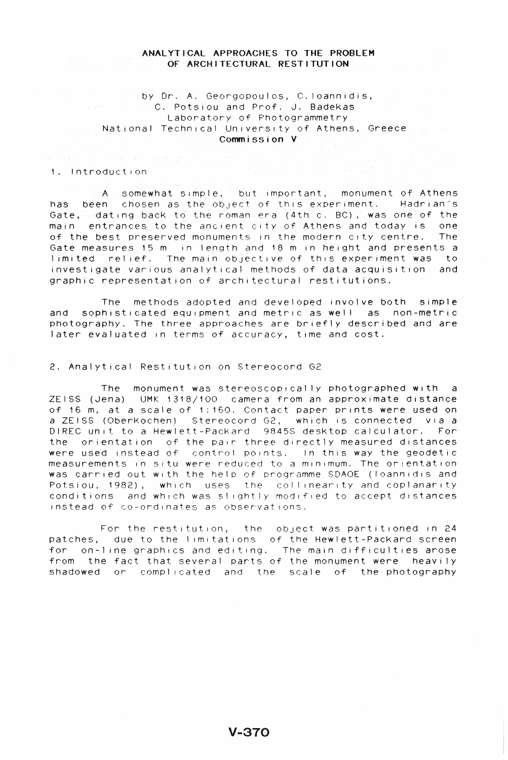# ANALYTICAL APPROACHES TO THE PROBLEM OF ARCHITECTURAL RESTITUTION

by Dr. A. Georgopoulos, C. Ioannidis,
C. Potsiou and Prof. J. Badekas
Laboratory of Photogrammetry
National Technical University of Athens, Greece
**Commission V**

## 1. Introduction

A somewhat simple, but important, monument of Athens has been chosen as the object of this experiment. Hadrian's Gate, dating back to the roman era (4th c. BC), was one of the main entrances to the ancient city of Athens and today is one of the best preserved monuments in the modern city centre. The Gate measures 15 m in length and 18 m in height and presents a limited relief. The main objective of this experiment was to investigate various analytical methods of data acquisition and graphic representation of architectural restitutions.

The methods adopted and developed involve both simple and sophisticated equipment and metric as well as non-metric photography. The three approaches are briefly described and are later evaluated in terms of accuracy, time and cost.

## 2. Analytical Restitution on Stereocord G2

The monument was stereoscopically photographed with a ZEISS (Jena) UMK 1318/100 camera from an approximate distance of 16 m, at a scale of 1:160. Contact paper prints were used on a ZEISS (Oberkochen) Stereocord G2, which is connected via a DIREC unit to a Hewlett-Packard 9845S desktop calculator. For the orientation of the pair three directly measured distances were used instead of control points. In this way the geodetic measurements in situ were reduced to a minimum. The orientation was carried out with the help of programme SDAOE (Ioannidis and Potsiou, 1982), which uses the collinearity and coplanarity conditions and which was slightly modified to accept distances instead of co-ordinates as observations.

For the restitution, the object was partitioned in 24 patches, due to the limitations of the Hewlett-Packard screen for on-line graphics and editing. The main difficulties arose from the fact that several parts of the monument were heavily shadowed or complicated and the scale of the photography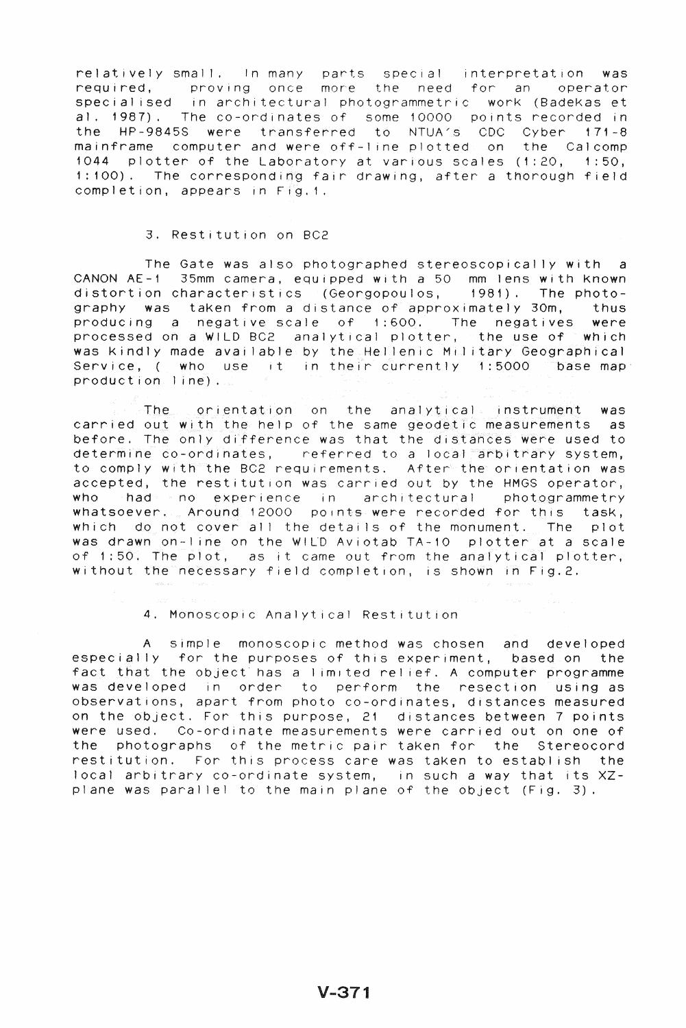relatively small. In many parts special interpretation was required, proving once more the need for an operator specialised in architectural photogrammetric work (Badekas et al. 1987). The co-ordinates of some 10000 points recorded in the HP-9845S were transferred to NTUA's CDC Cyber 171-8 mainframe computer and were off-line plotted on the Calcomp 1044 plotter of the Laboratory at various scales (1:20, 1:50, 1:100). The corresponding fair drawing, after a thorough field completion, appears in Fig.1.

## 3. Restitution on BC2

The Gate was also photographed stereoscopically with a CANON AE-1 35mm camera, equipped with a 50 mm lens with known distortion characteristics (Georgopoulos, 1981). The photography was taken from a distance of approximately 30m, thus producing a negative scale of 1:600. The negatives were processed on a WILD BC2 analytical plotter, the use of which was kindly made available by the Hellenic Military Geographical Service, ( who use it in their currently 1:5000 base map production line).

The orientation on the analytical instrument was carried out with the help of the same geodetic measurements as before. The only difference was that the distances were used to determine co-ordinates, referred to a local arbitrary system, to comply with the BC2 requirements. After the orientation was accepted, the restitution was carried out by the HMGS operator, who had no experience in architectural photogrammetry whatsoever. Around 12000 points were recorded for this task, which do not cover all the details of the monument. The plot was drawn on-line on the WILD Aviotab TA-10 plotter at a scale of 1:50. The plot, as it came out from the analytical plotter, without the necessary field completion, is shown in Fig.2.

## 4. Monoscopic Analytical Restitution

A simple monoscopic method was chosen and developed especially for the purposes of this experiment, based on the fact that the object has a limited relief. A computer programme was developed in order to perform the resection using as observations, apart from photo co-ordinates, distances measured on the object. For this purpose, 21 distances between 7 points were used. Co-ordinate measurements were carried out on one of the photographs of the metric pair taken for the Stereocord restitution. For this process care was taken to establish the local arbitrary co-ordinate system, in such a way that its XZ-plane was parallel to the main plane of the object (Fig. 3).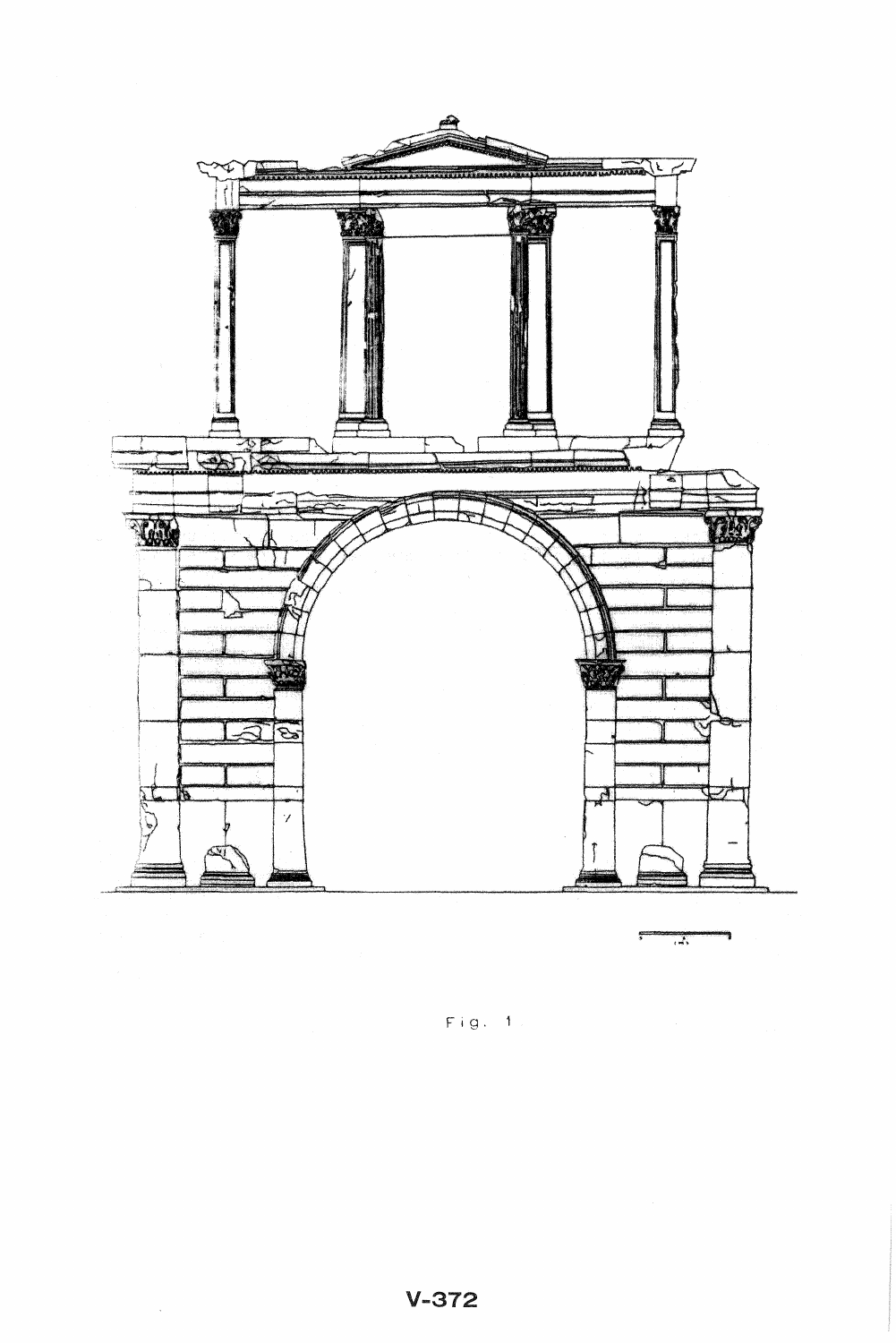Fig. 1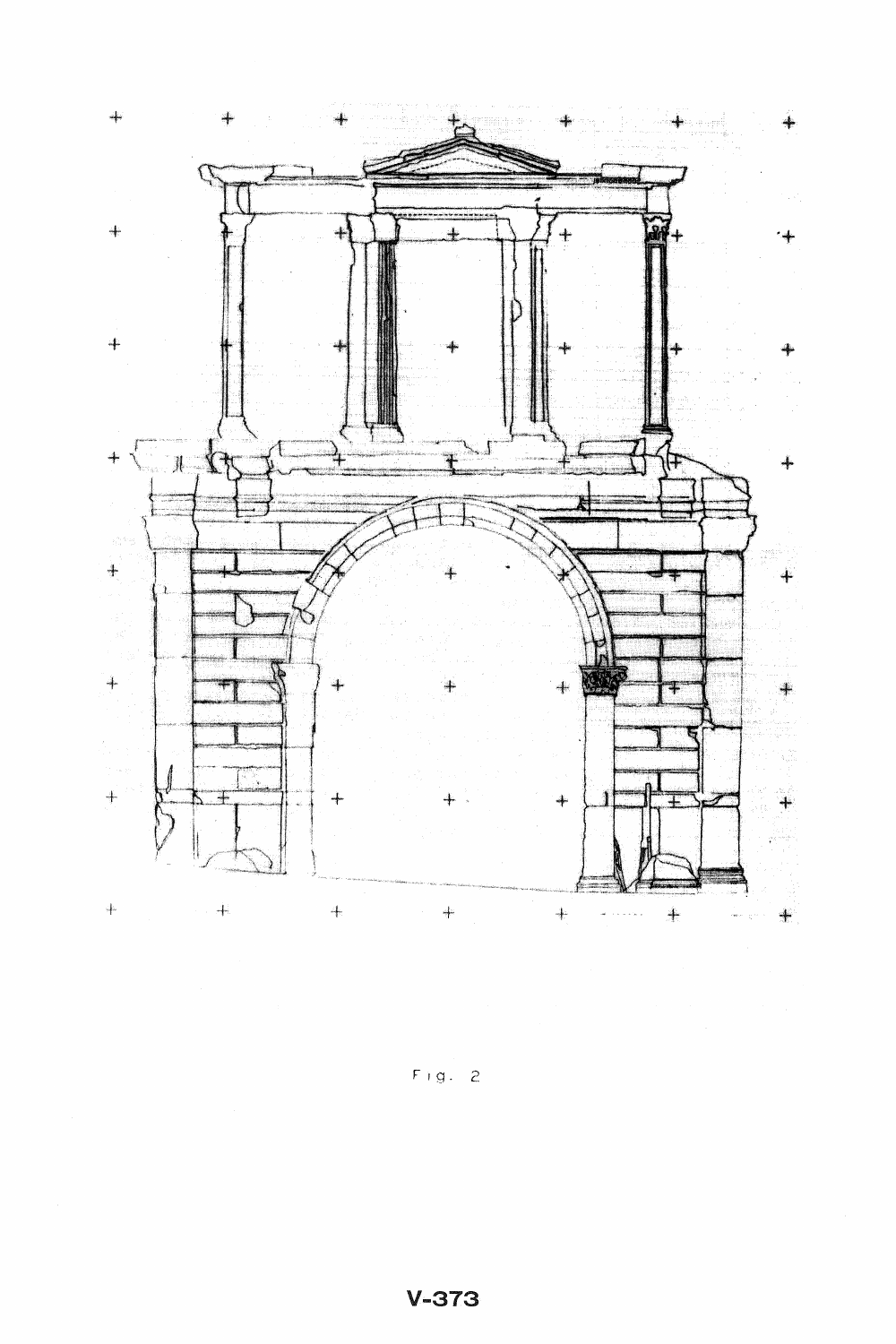Fig. 2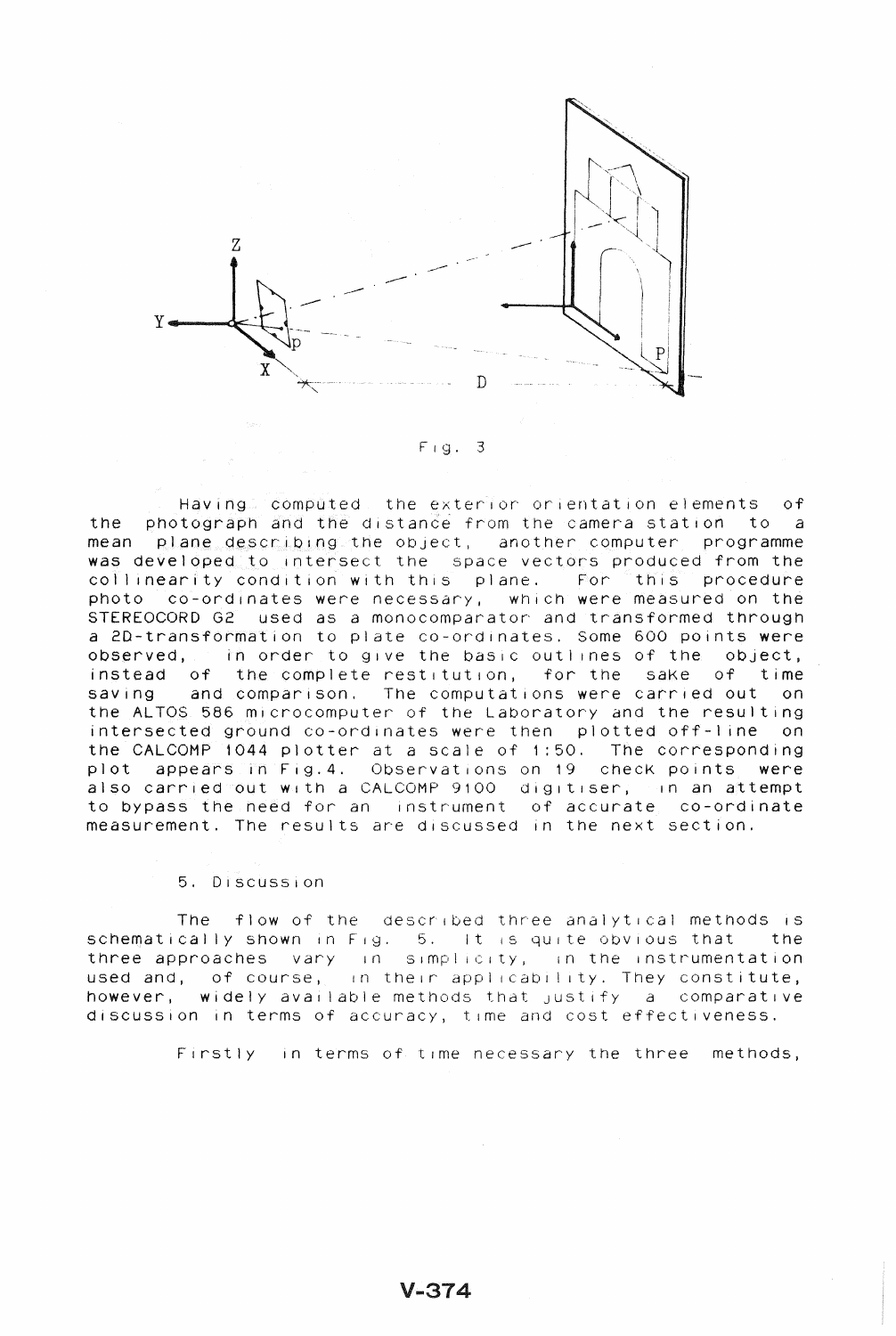Fig. 3

Having computed the exterior orientation elements of the photograph and the distance from the camera station to a mean plane describing the object, another computer programme was developed to intersect the space vectors produced from the collinearity condition with this plane. For this procedure photo co-ordinates were necessary, which were measured on the STEREOCORD G2 used as a monocomparator and transformed through a 2D-transformation to plate co-ordinates. Some 600 points were observed, in order to give the basic outlines of the object, instead of the complete restitution, for the sake of time saving and comparison. The computations were carried out on the ALTOS 586 microcomputer of the Laboratory and the resulting intersected ground co-ordinates were then plotted off-line on the CALCOMP 1044 plotter at a scale of 1:50. The corresponding plot appears in Fig.4. Observations on 19 check points were also carried out with a CALCOMP 9100 digitiser, in an attempt to bypass the need for an instrument of accurate co-ordinate measurement. The results are discussed in the next section.

## 5. Discussion

The flow of the described three analytical methods is schematically shown in Fig. 5. It is quite obvious that the three approaches vary in simplicity, in the instrumentation used and, of course, in their applicability. They constitute, however, widely available methods that justify a comparative discussion in terms of accuracy, time and cost effectiveness.

Firstly in terms of time necessary the three methods,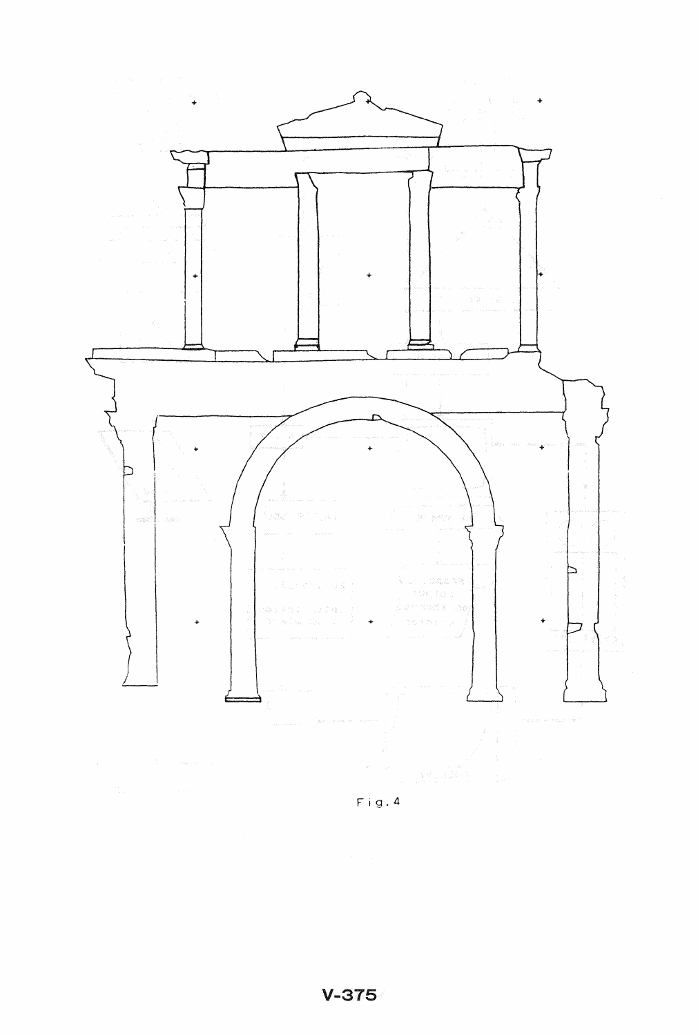Fig. 4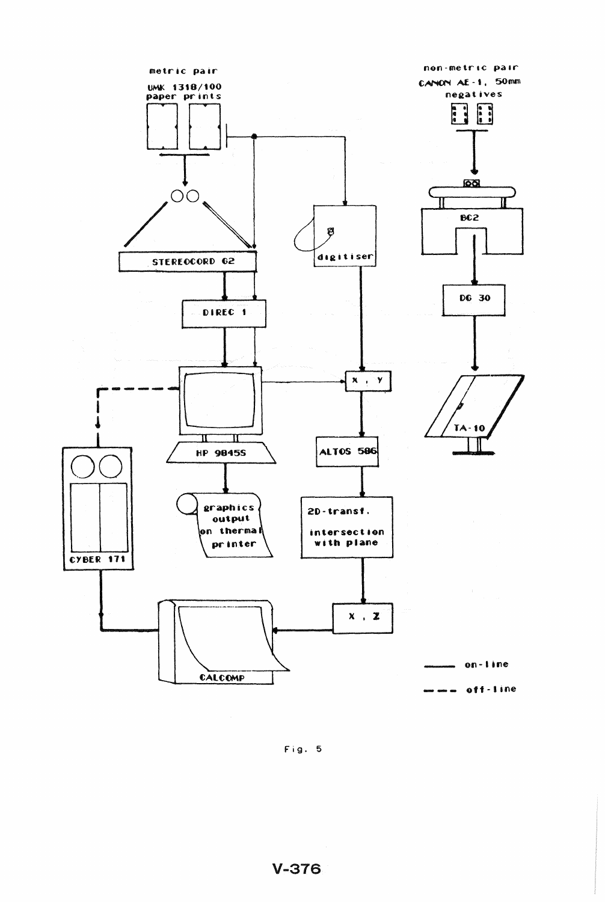Fig. 5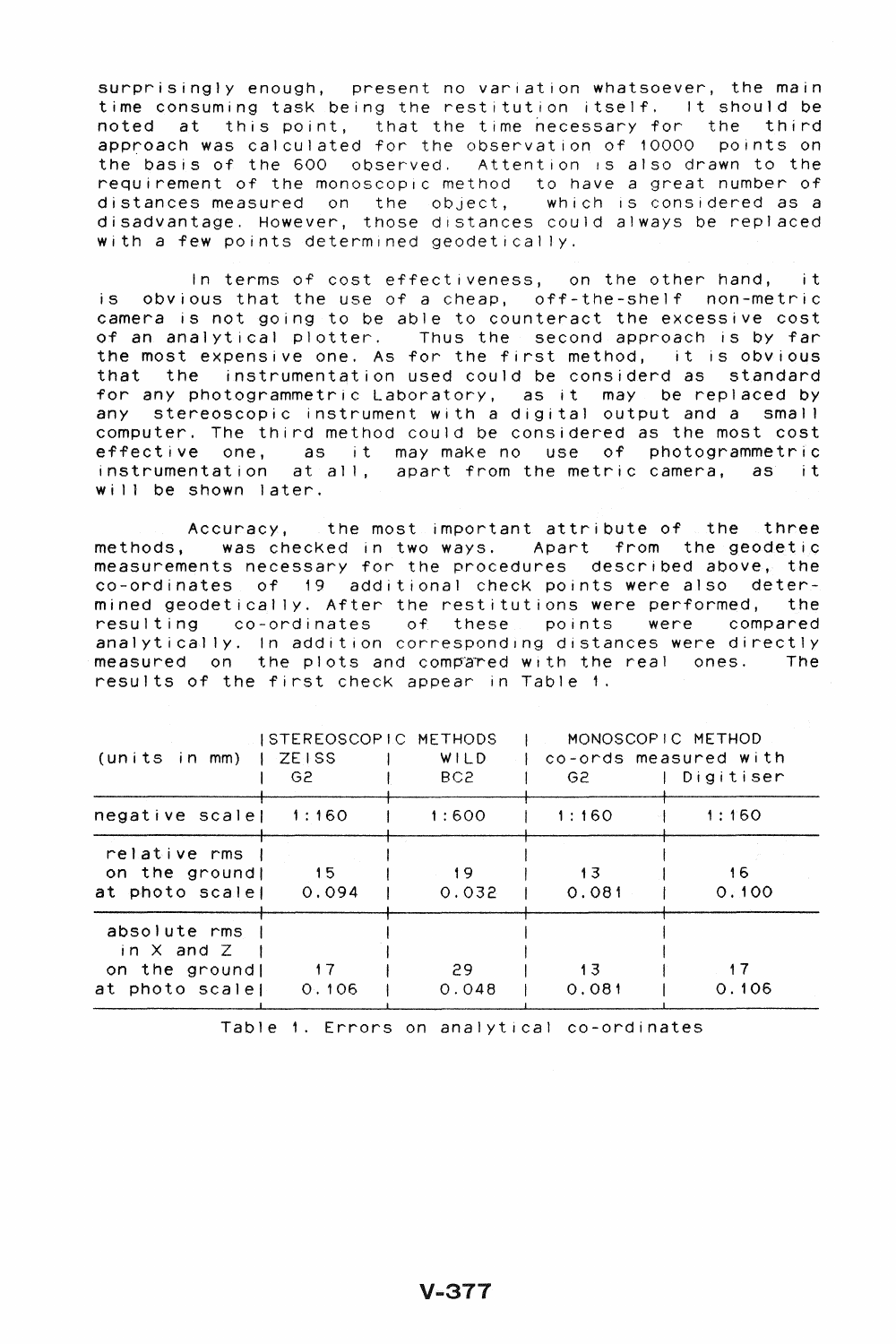surprisingly enough, present no variation whatsoever, the main time consuming task being the restitution itself. It should be noted at this point, that the time necessary for the third approach was calculated for the observation of 10000 points on the basis of the 600 observed. Attention is also drawn to the requirement of the monoscopic method to have a great number of distances measured on the object, which is considered as a disadvantage. However, those distances could always be replaced with a few points determined geodetically.

In terms of cost effectiveness, on the other hand, it is obvious that the use of a cheap, off-the-shelf non-metric camera is not going to be able to counteract the excessive cost of an analytical plotter. Thus the second approach is by far the most expensive one. As for the first method, it is obvious that the instrumentation used could be considerd as standard for any photogrammetric Laboratory, as it may be replaced by any stereoscopic instrument with a digital output and a small computer. The third method could be considered as the most cost effective one, as it may make no use of photogrammetric instrumentation at all, apart from the metric camera, as it will be shown later.

Accuracy, the most important attribute of the three methods, was checked in two ways. Apart from the geodetic measurements necessary for the procedures described above, the co-ordinates of 19 additional check points were also determined geodetically. After the restitutions were performed, the resulting co-ordinates of these points were compared analytically. In addition corresponding distances were directly measured on the plots and compared with the real ones. The results of the first check appear in Table 1.

| (units in mm) | STEREOSCOPIC METHODS | | MONOSCOPIC METHOD co-ords measured with | |
|---|---|---|---|---|
| | ZEISS G2 | WILD BC2 | G2 | Digitiser |
| negative scale | 1:160 | 1:600 | 1:160 | 1:160 |
| relative rms on the ground at photo scale | 15<br>0.094 | 19<br>0.032 | 13<br>0.081 | 16<br>0.100 |
| absolute rms in X and Z on the ground at photo scale | 17<br>0.106 | 29<br>0.048 | 13<br>0.081 | 17<br>0.106 |

Table 1. Errors on analytical co-ordinates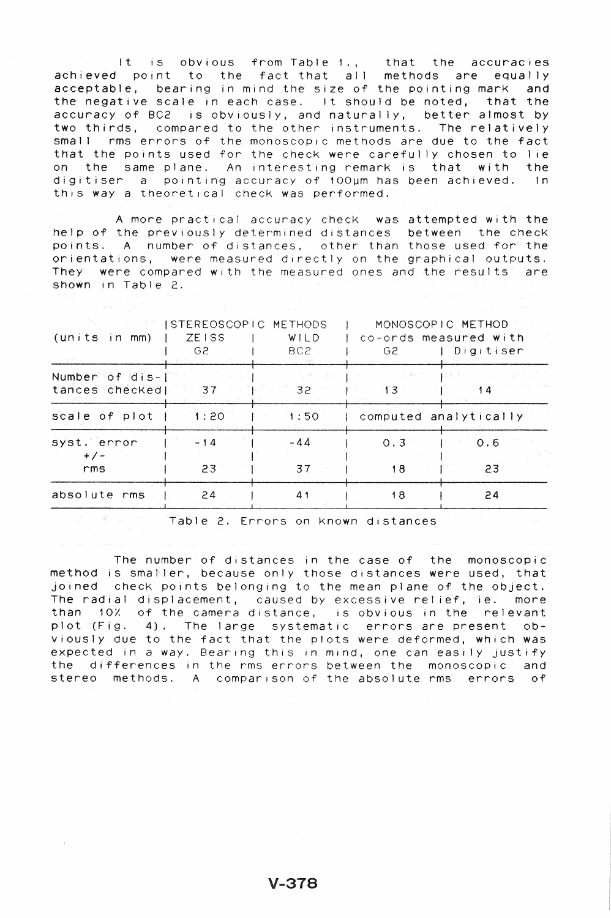It is obvious from Table 1., that the accuracies achieved point to the fact that all methods are equally acceptable, bearing in mind the size of the pointing mark and the negative scale in each case. It should be noted, that the accuracy of BC2 is obviously, and naturally, better almost by two thirds, compared to the other instruments. The relatively small rms errors of the monoscopic methods are due to the fact that the points used for the check were carefully chosen to lie on the same plane. An interesting remark is that with the digitiser a pointing accuracy of 100μm has been achieved. In this way a theoretical check was performed.

A more practical accuracy check was attempted with the help of the previously determined distances between the check points. A number of distances, other than those used for the orientations, were measured directly on the graphical outputs. They were compared with the measured ones and the results are shown in Table 2.

| (units in mm) | STEREOSCOPIC METHODS | | MONOSCOPIC METHOD co-ords measured with | |
|---|---|---|---|---|
| | ZEISS G2 | WILD BC2 | G2 | Digitiser |
| Number of distances checked | 37 | 32 | 13 | 14 |
| scale of plot | 1:20 | 1:50 | computed analytically | |
| syst. error +/- rms | -14<br>23 | -44<br>37 | 0.3<br>18 | 0.6<br>23 |
| absolute rms | 24 | 41 | 18 | 24 |

Table 2. Errors on known distances

The number of distances in the case of the monoscopic method is smaller, because only those distances were used, that joined check points belonging to the mean plane of the object. The radial displacement, caused by excessive relief, ie. more than 10% of the camera distance, is obvious in the relevant plot (Fig. 4). The large systematic errors are present obviously due to the fact that the plots were deformed, which was expected in a way. Bearing this in mind, one can easily justify the differences in the rms errors between the monoscopic and stereo methods. A comparison of the absolute rms errors of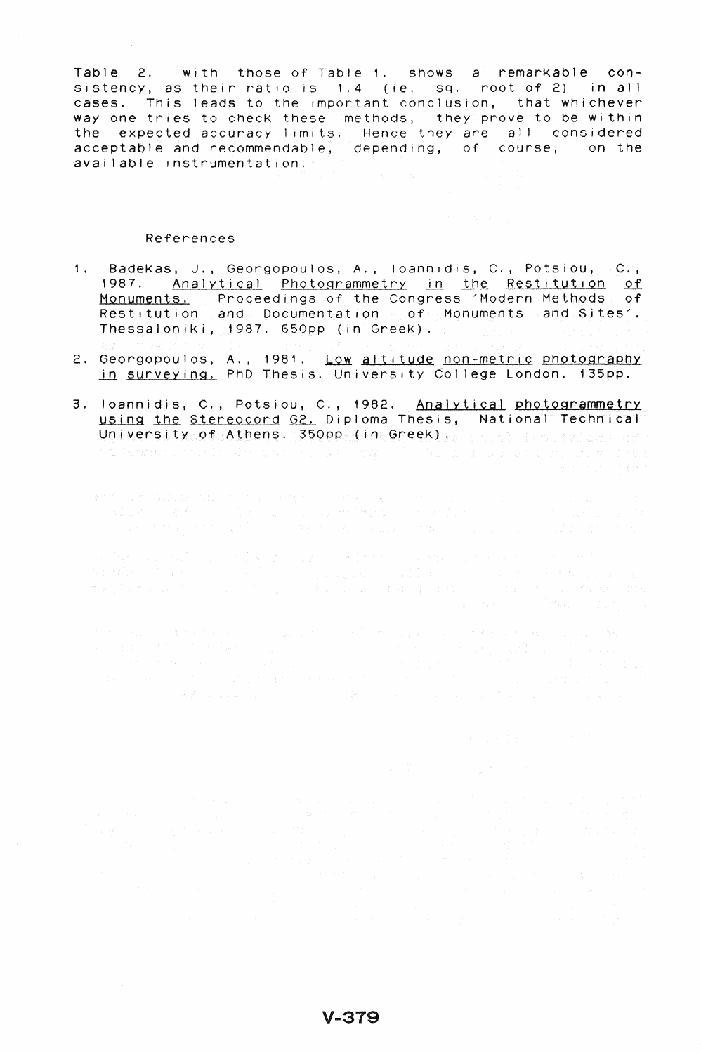Table 2, with those of Table 1, shows a remarkable consistency, as their ratio is 1.4 (ie. sq. root of 2) in all cases. This leads to the important conclusion, that whichever way one tries to check these methods, they prove to be within the expected accuracy limits. Hence they are all considered acceptable and recommendable, depending, of course, on the available instrumentation.

## References

1. Badekas, J., Georgopoulos, A., Ioannidis, C., Potsiou, C., 1987. Analytical Photogrammetry in the Restitution of Monuments. Proceedings of the Congress 'Modern Methods of Restitution and Documentation of Monuments and Sites'. Thessaloniki, 1987. 650pp (in Greek).

2. Georgopoulos, A., 1981. Low altitude non-metric photography in surveying. PhD Thesis. University College London. 135pp.

3. Ioannidis, C., Potsiou, C., 1982. Analytical photogrammetry using the Stereocord G2. Diploma Thesis, National Technical University of Athens. 350pp (in Greek).